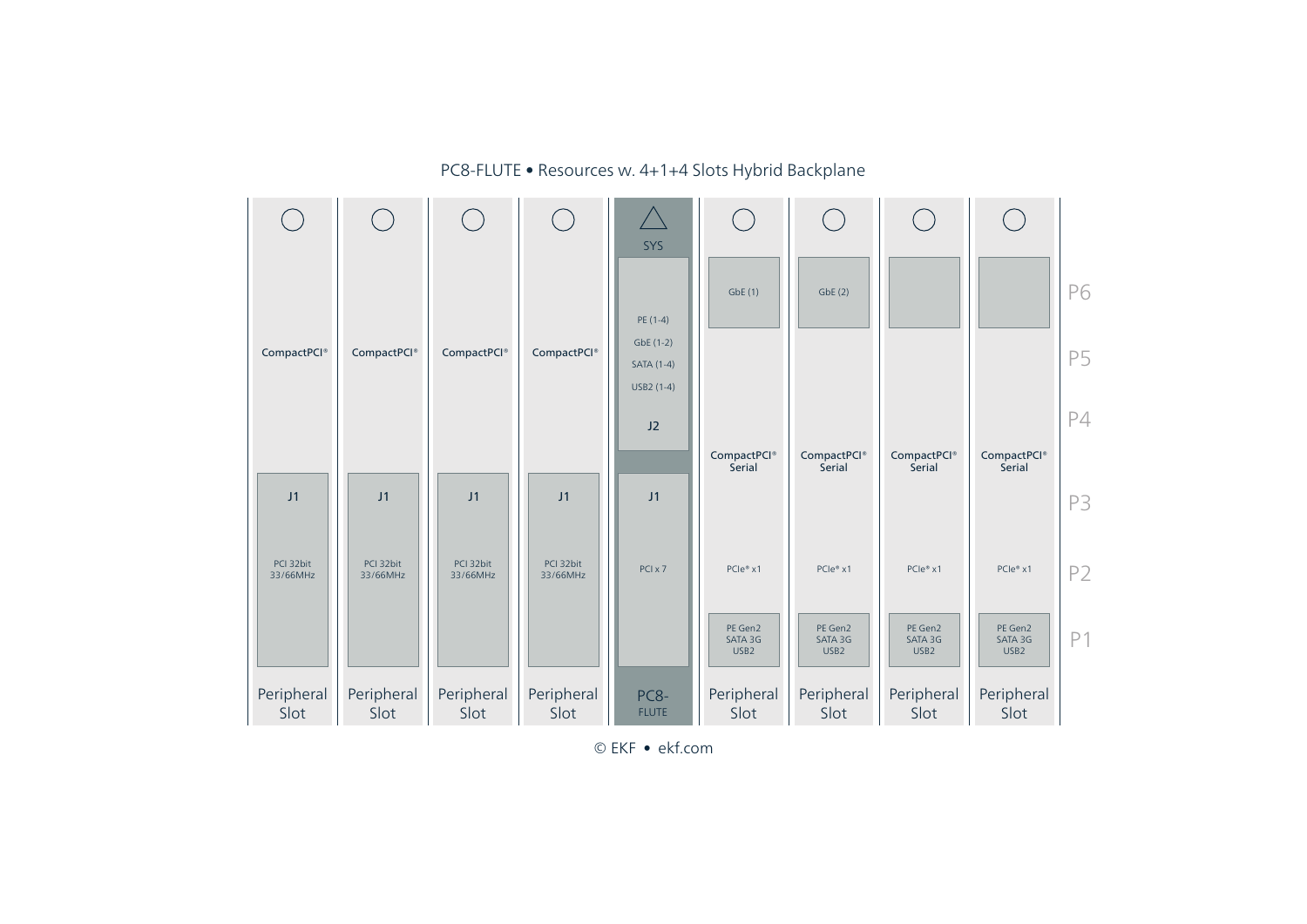PC8-FLUTE • Resources w. 4+1+4 Slots Hybrid Backplane

| Slot | Type | Connectors / Resources |
|---|---|---|
| Peripheral Slot | CompactPCI® | J1: PCI 32bit 33/66MHz |
| Peripheral Slot | CompactPCI® | J1: PCI 32bit 33/66MHz |
| Peripheral Slot | CompactPCI® | J1: PCI 32bit 33/66MHz |
| Peripheral Slot | CompactPCI® | J1: PCI 32bit 33/66MHz |
| PC8-FLUTE | SYS | J2: PE (1-4), GbE (1-2), SATA (1-4), USB2 (1-4); J1: PCI x 7 |
| Peripheral Slot | CompactPCI® Serial | P6: GbE (1); P2: PCIe® x1; P1: PE Gen2, SATA 3G, USB2 |
| Peripheral Slot | CompactPCI® Serial | P6: GbE (2); P2: PCIe® x1; P1: PE Gen2, SATA 3G, USB2 |
| Peripheral Slot | CompactPCI® Serial | P2: PCIe® x1; P1: PE Gen2, SATA 3G, USB2 |
| Peripheral Slot | CompactPCI® Serial | P2: PCIe® x1; P1: PE Gen2, SATA 3G, USB2 |

P6, P5, P4, P3, P2, P1

© EKF • ekf.com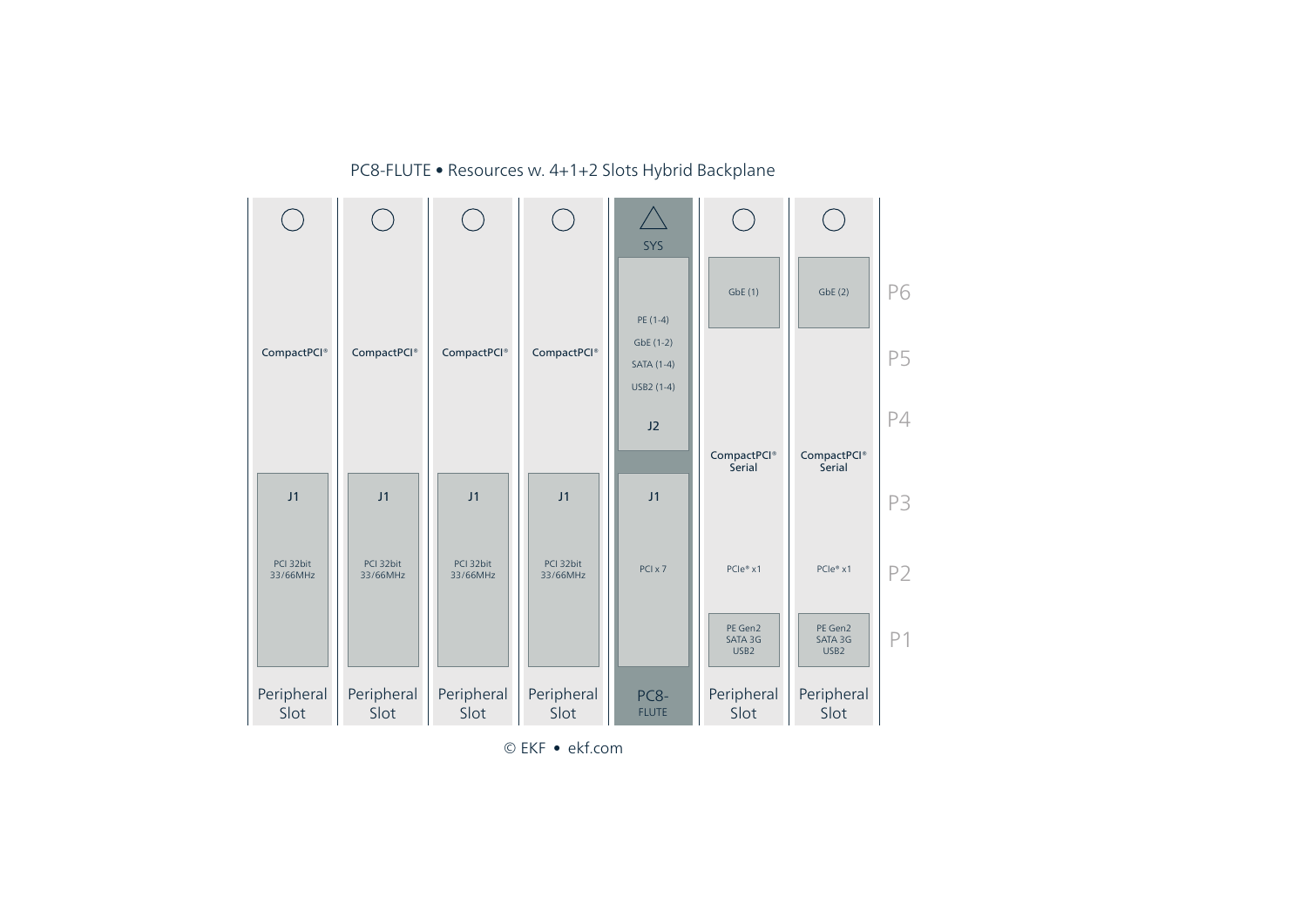PC8-FLUTE • Resources w. 4+1+2 Slots Hybrid Backplane

| Peripheral Slot | Peripheral Slot | Peripheral Slot | Peripheral Slot | PC8-FLUTE | Peripheral Slot | Peripheral Slot | |
|---|---|---|---|---|---|---|---|
| ○ | ○ | ○ | ○ | △ SYS | ○ | ○ | |
| | | | | J2: PE (1-4), GbE (1-2), SATA (1-4), USB2 (1-4) | GbE (1) | GbE (2) | P6 |
| CompactPCI® | CompactPCI® | CompactPCI® | CompactPCI® | | | | P5 |
| | | | | | | | P4 |
| | | | | | CompactPCI® Serial | CompactPCI® Serial | |
| J1 | J1 | J1 | J1 | J1 | | | P3 |
| PCI 32bit 33/66MHz | PCI 32bit 33/66MHz | PCI 32bit 33/66MHz | PCI 32bit 33/66MHz | PCI x 7 | PCIe® x1 | PCIe® x1 | P2 |
| | | | | | PE Gen2 SATA 3G USB2 | PE Gen2 SATA 3G USB2 | P1 |

© EKF • ekf.com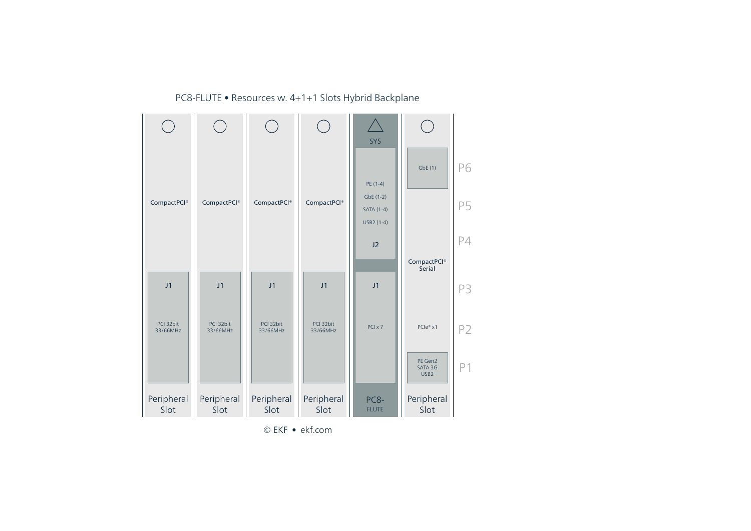PC8-FLUTE • Resources w. 4+1+1 Slots Hybrid Backplane

CompactPCI®
J1
PCI 32bit 33/66MHz
Peripheral Slot

CompactPCI®
J1
PCI 32bit 33/66MHz
Peripheral Slot

CompactPCI®
J1
PCI 32bit 33/66MHz
Peripheral Slot

CompactPCI®
J1
PCI 32bit 33/66MHz
Peripheral Slot

SYS
PE (1-4)
GbE (1-2)
SATA (1-4)
USB2 (1-4)
J2
J1
PCI x 7
PC8-FLUTE

GbE (1)
CompactPCI® Serial
PCIe® x1
PE Gen2
SATA 3G
USB2
Peripheral Slot

P6
P5
P4
P3
P2
P1

© EKF • ekf.com